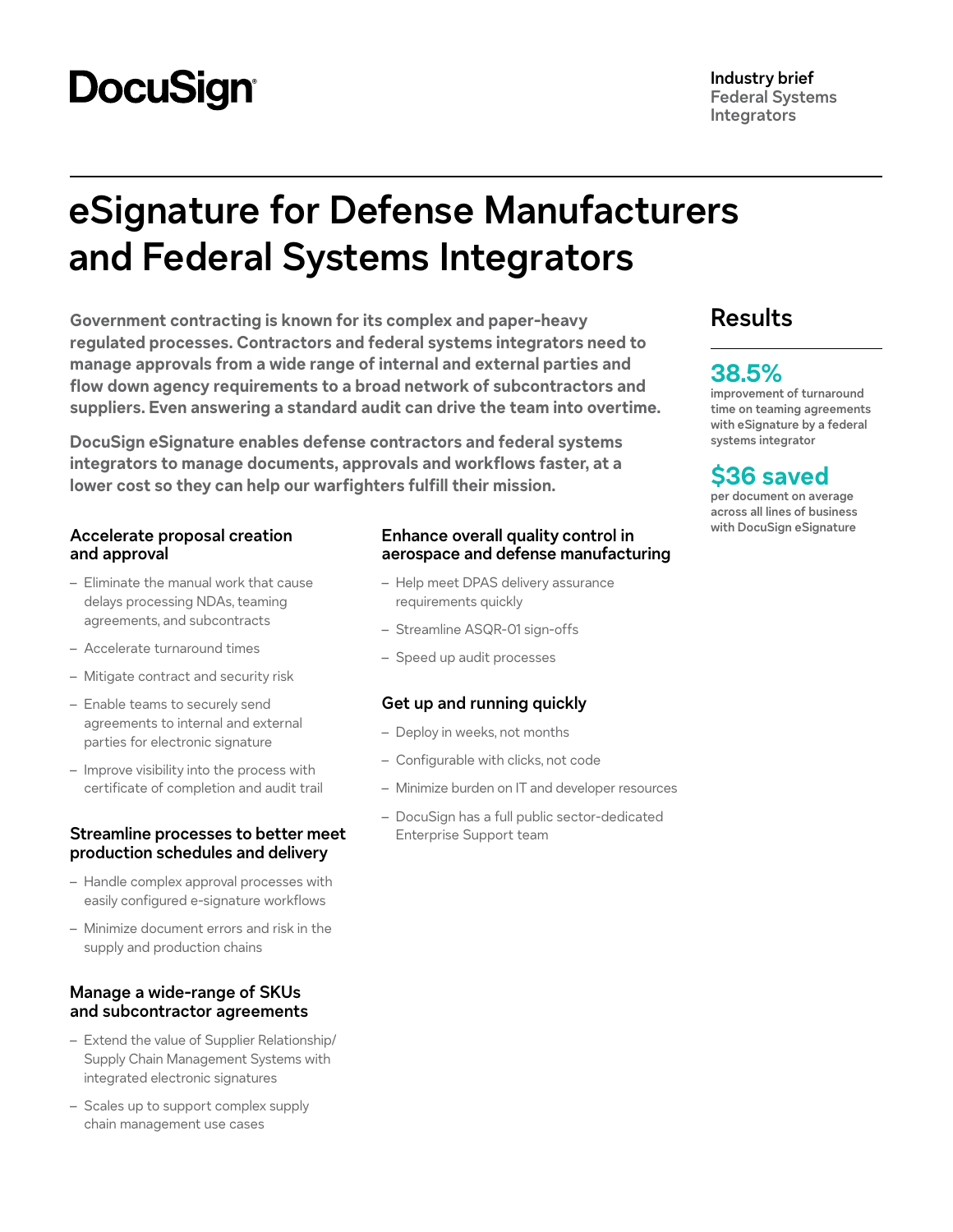DocuSign

Industry brief
Federal Systems Integrators

# eSignature for Defense Manufacturers and Federal Systems Integrators

**Government contracting is known for its complex and paper-heavy regulated processes. Contractors and federal systems integrators need to manage approvals from a wide range of internal and external parties and flow down agency requirements to a broad network of subcontractors and suppliers. Even answering a standard audit can drive the team into overtime.**

**DocuSign eSignature enables defense contractors and federal systems integrators to manage documents, approvals and workflows faster, at a lower cost so they can help our warfighters fulfill their mission.**

### Accelerate proposal creation and approval

- Eliminate the manual work that cause delays processing NDAs, teaming agreements, and subcontracts
- Accelerate turnaround times
- Mitigate contract and security risk
- Enable teams to securely send agreements to internal and external parties for electronic signature
- Improve visibility into the process with certificate of completion and audit trail

### Streamline processes to better meet production schedules and delivery

- Handle complex approval processes with easily configured e-signature workflows
- Minimize document errors and risk in the supply and production chains

### Manage a wide-range of SKUs and subcontractor agreements

- Extend the value of Supplier Relationship/ Supply Chain Management Systems with integrated electronic signatures
- Scales up to support complex supply chain management use cases

### Enhance overall quality control in aerospace and defense manufacturing

- Help meet DPAS delivery assurance requirements quickly
- Streamline ASQR-01 sign-offs
- Speed up audit processes

### Get up and running quickly

- Deploy in weeks, not months
- Configurable with clicks, not code
- Minimize burden on IT and developer resources
- DocuSign has a full public sector-dedicated Enterprise Support team

## Results

**38.5%**
improvement of turnaround time on teaming agreements with eSignature by a federal systems integrator

**$36 saved**
per document on average across all lines of business with DocuSign eSignature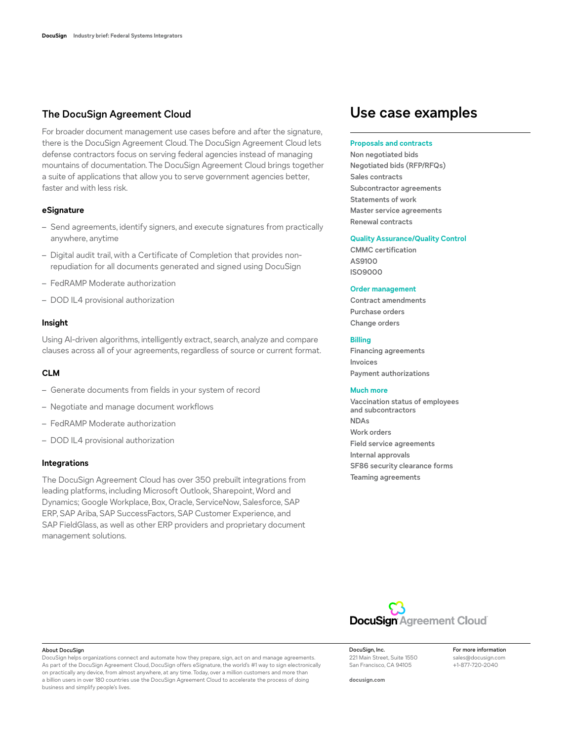## The DocuSign Agreement Cloud

For broader document management use cases before and after the signature, there is the DocuSign Agreement Cloud. The DocuSign Agreement Cloud lets defense contractors focus on serving federal agencies instead of managing mountains of documentation. The DocuSign Agreement Cloud brings together a suite of applications that allow you to serve government agencies better, faster and with less risk.

### eSignature

- Send agreements, identify signers, and execute signatures from practically anywhere, anytime
- Digital audit trail, with a Certificate of Completion that provides non-repudiation for all documents generated and signed using DocuSign
- FedRAMP Moderate authorization
- DOD IL4 provisional authorization

### Insight

Using AI-driven algorithms, intelligently extract, search, analyze and compare clauses across all of your agreements, regardless of source or current format.

### CLM

- Generate documents from fields in your system of record
- Negotiate and manage document workflows
- FedRAMP Moderate authorization
- DOD IL4 provisional authorization

### Integrations

The DocuSign Agreement Cloud has over 350 prebuilt integrations from leading platforms, including Microsoft Outlook, Sharepoint, Word and Dynamics; Google Workplace, Box, Oracle, ServiceNow, Salesforce, SAP ERP, SAP Ariba, SAP SuccessFactors, SAP Customer Experience, and SAP FieldGlass, as well as other ERP providers and proprietary document management solutions.

## Use case examples

**Proposals and contracts**

Non negotiated bids
Negotiated bids (RFP/RFQs)
Sales contracts
Subcontractor agreements
Statements of work
Master service agreements
Renewal contracts

**Quality Assurance/Quality Control**

CMMC certification
AS9100
ISO9000

**Order management**

Contract amendments
Purchase orders
Change orders

**Billing**

Financing agreements
Invoices
Payment authorizations

**Much more**

Vaccination status of employees and subcontractors
NDAs
Work orders
Field service agreements
Internal approvals
SF86 security clearance forms
Teaming agreements

DocuSign Agreement Cloud

About DocuSign
DocuSign helps organizations connect and automate how they prepare, sign, act on and manage agreements. As part of the DocuSign Agreement Cloud, DocuSign offers eSignature, the world's #1 way to sign electronically on practically any device, from almost anywhere, at any time. Today, over a million customers and more than a billion users in over 180 countries use the DocuSign Agreement Cloud to accelerate the process of doing business and simplify people's lives.

DocuSign, Inc.
221 Main Street, Suite 1550
San Francisco, CA 94105

docusign.com

For more information
sales@docusign.com
+1-877-720-2040